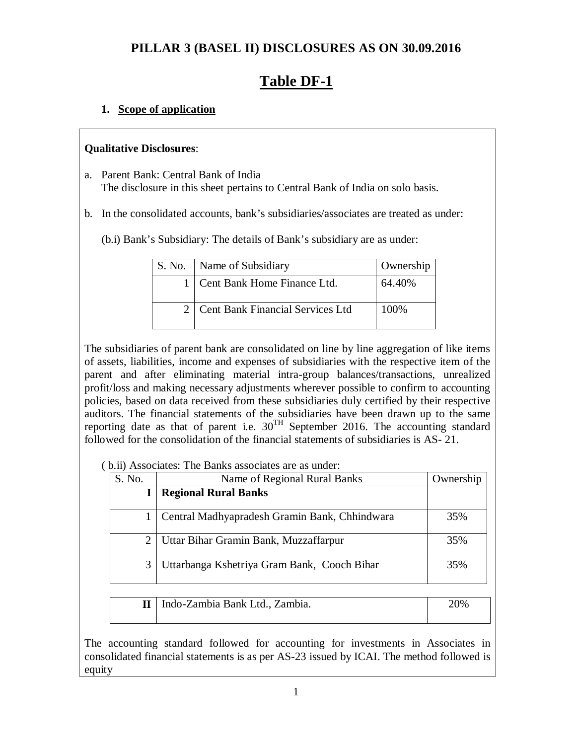# PILLAR 3 (BASEL II) DISCLOSURES AS ON 30.09.2016

## Table DF-1

### 1. Scope of application

**Qualitative Disclosures**:

a. Parent Bank: Central Bank of India
   The disclosure in this sheet pertains to Central Bank of India on solo basis.

b. In the consolidated accounts, bank's subsidiaries/associates are treated as under:

   (b.i) Bank's Subsidiary: The details of Bank's subsidiary are as under:

| S. No. | Name of Subsidiary | Ownership |
|---|---|---|
| 1 | Cent Bank Home Finance Ltd. | 64.40% |
| 2 | Cent Bank Financial Services Ltd | 100% |

The subsidiaries of parent bank are consolidated on line by line aggregation of like items of assets, liabilities, income and expenses of subsidiaries with the respective item of the parent and after eliminating material intra-group balances/transactions, unrealized profit/loss and making necessary adjustments wherever possible to confirm to accounting policies, based on data received from these subsidiaries duly certified by their respective auditors. The financial statements of the subsidiaries have been drawn up to the same reporting date as that of parent i.e. 30TH September 2016. The accounting standard followed for the consolidation of the financial statements of subsidiaries is AS- 21.

( b.ii) Associates: The Banks associates are as under:

| S. No. | Name of Regional Rural Banks | Ownership |
|---|---|---|
| **I** | **Regional Rural Banks** | |
| 1 | Central Madhyapradesh Gramin Bank, Chhindwara | 35% |
| 2 | Uttar Bihar Gramin Bank, Muzzaffarpur | 35% |
| 3 | Uttarbanga Kshetriya Gram Bank, Cooch Bihar | 35% |
| **II** | Indo-Zambia Bank Ltd., Zambia. | 20% |

The accounting standard followed for accounting for investments in Associates in consolidated financial statements is as per AS-23 issued by ICAI. The method followed is equity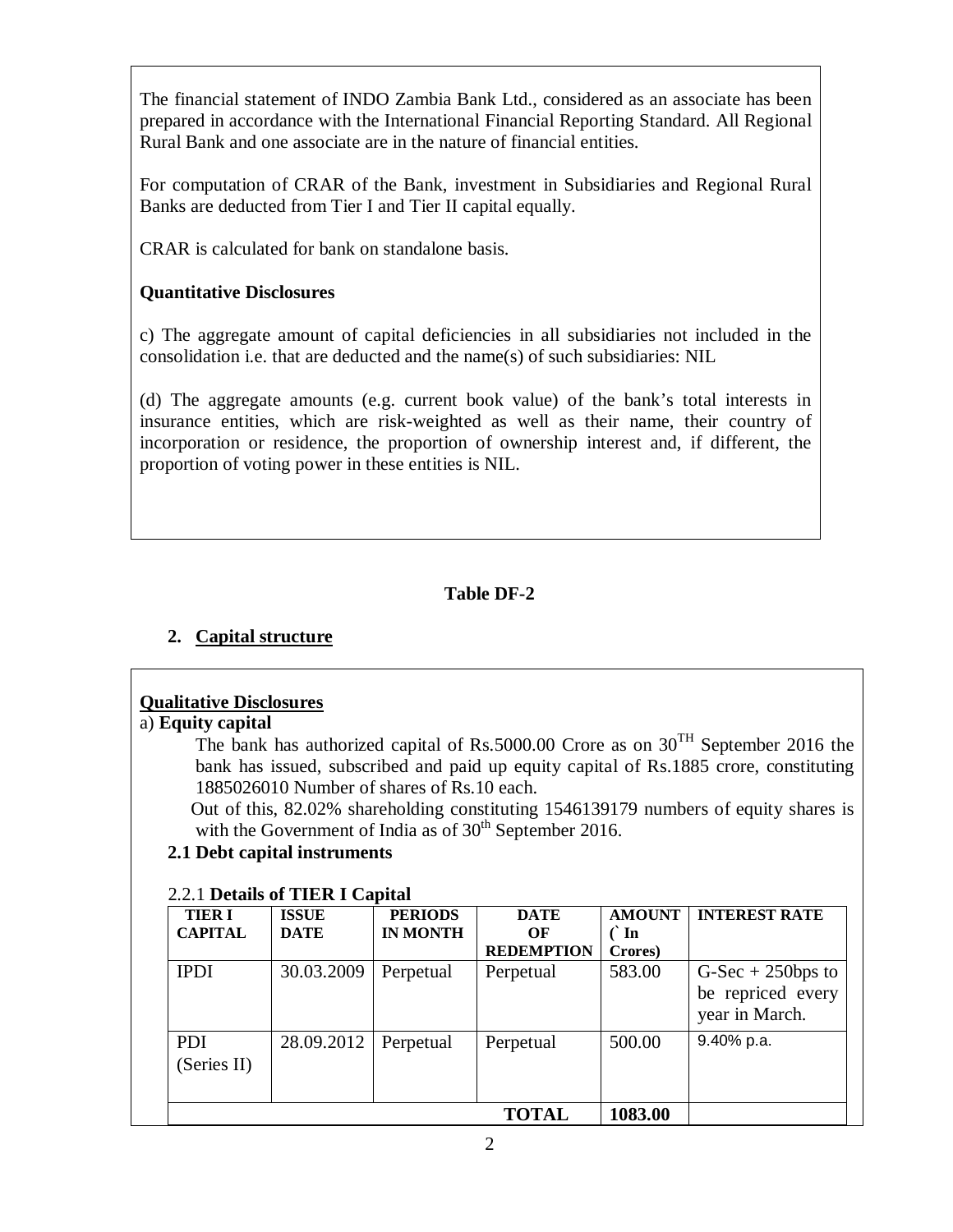The financial statement of INDO Zambia Bank Ltd., considered as an associate has been prepared in accordance with the International Financial Reporting Standard. All Regional Rural Bank and one associate are in the nature of financial entities.

For computation of CRAR of the Bank, investment in Subsidiaries and Regional Rural Banks are deducted from Tier I and Tier II capital equally.

CRAR is calculated for bank on standalone basis.

**Quantitative Disclosures**

c) The aggregate amount of capital deficiencies in all subsidiaries not included in the consolidation i.e. that are deducted and the name(s) of such subsidiaries: NIL

(d) The aggregate amounts (e.g. current book value) of the bank's total interests in insurance entities, which are risk-weighted as well as their name, their country of incorporation or residence, the proportion of ownership interest and, if different, the proportion of voting power in these entities is NIL.

## Table DF-2

### 2. Capital structure

**Qualitative Disclosures**

a) **Equity capital**

The bank has authorized capital of Rs.5000.00 Crore as on 30TH September 2016 the bank has issued, subscribed and paid up equity capital of Rs.1885 crore, constituting 1885026010 Number of shares of Rs.10 each.

Out of this, 82.02% shareholding constituting 1546139179 numbers of equity shares is with the Government of India as of 30th September 2016.

**2.1 Debt capital instruments**

2.2.1 **Details of TIER I Capital**

| TIER I CAPITAL | ISSUE DATE | PERIODS IN MONTH | DATE OF REDEMPTION | AMOUNT (` In Crores) | INTEREST RATE |
|---|---|---|---|---|---|
| IPDI | 30.03.2009 | Perpetual | Perpetual | 583.00 | G-Sec + 250bps to be repriced every year in March. |
| PDI (Series II) | 28.09.2012 | Perpetual | Perpetual | 500.00 | 9.40% p.a. |
| | | | **TOTAL** | **1083.00** | |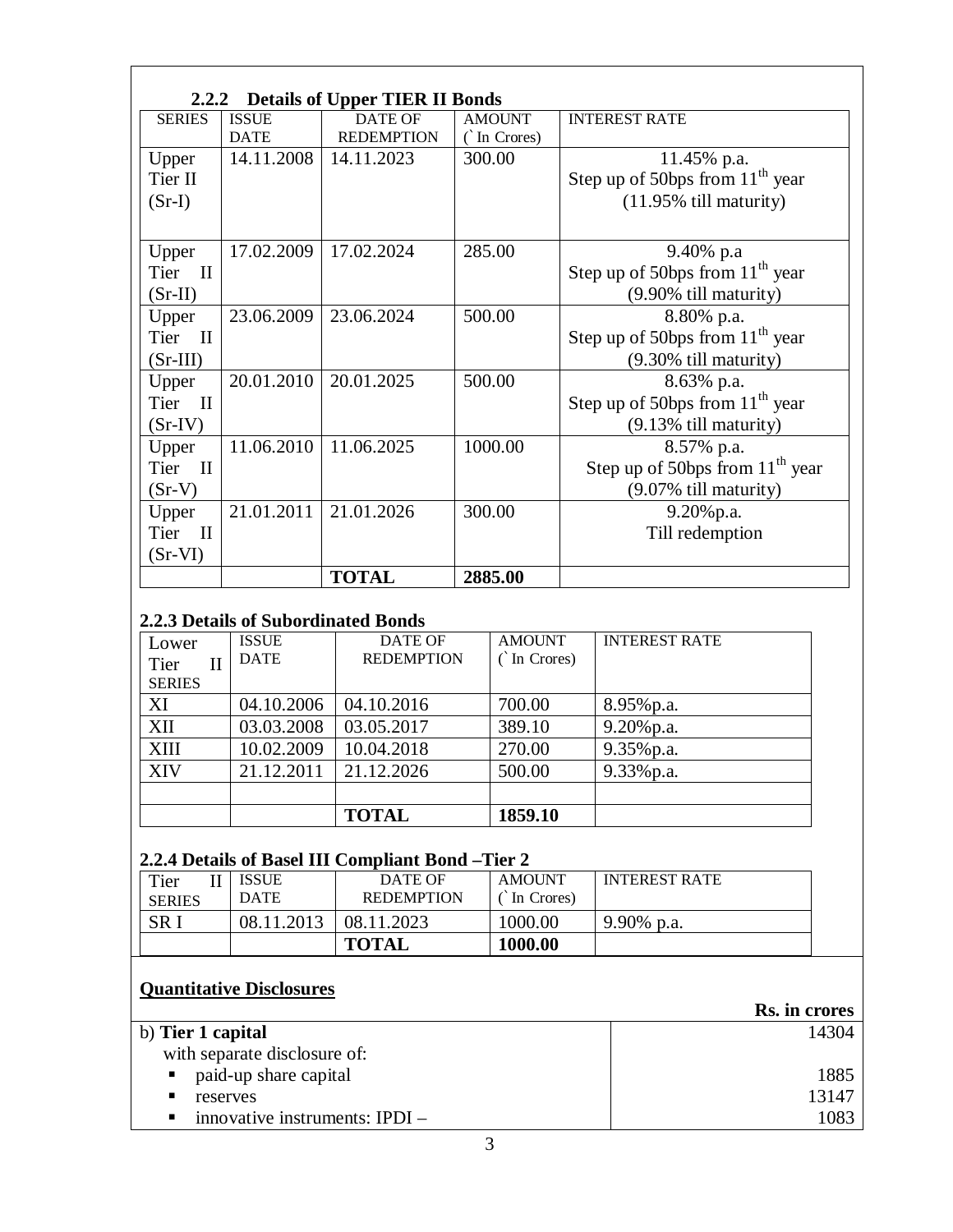### 2.2.2 Details of Upper TIER II Bonds

| SERIES | ISSUE DATE | DATE OF REDEMPTION | AMOUNT (` In Crores) | INTEREST RATE |
|---|---|---|---|---|
| Upper Tier II (Sr-I) | 14.11.2008 | 14.11.2023 | 300.00 | 11.45% p.a. Step up of 50bps from 11th year (11.95% till maturity) |
| Upper Tier II (Sr-II) | 17.02.2009 | 17.02.2024 | 285.00 | 9.40% p.a Step up of 50bps from 11th year (9.90% till maturity) |
| Upper Tier II (Sr-III) | 23.06.2009 | 23.06.2024 | 500.00 | 8.80% p.a. Step up of 50bps from 11th year (9.30% till maturity) |
| Upper Tier II (Sr-IV) | 20.01.2010 | 20.01.2025 | 500.00 | 8.63% p.a. Step up of 50bps from 11th year (9.13% till maturity) |
| Upper Tier II (Sr-V) | 11.06.2010 | 11.06.2025 | 1000.00 | 8.57% p.a. Step up of 50bps from 11th year (9.07% till maturity) |
| Upper Tier II (Sr-VI) | 21.01.2011 | 21.01.2026 | 300.00 | 9.20%p.a. Till redemption |
| | | **TOTAL** | **2885.00** | |

### 2.2.3 Details of Subordinated Bonds

| Lower Tier II SERIES | ISSUE DATE | DATE OF REDEMPTION | AMOUNT (` In Crores) | INTEREST RATE |
|---|---|---|---|---|
| XI | 04.10.2006 | 04.10.2016 | 700.00 | 8.95%p.a. |
| XII | 03.03.2008 | 03.05.2017 | 389.10 | 9.20%p.a. |
| XIII | 10.02.2009 | 10.04.2018 | 270.00 | 9.35%p.a. |
| XIV | 21.12.2011 | 21.12.2026 | 500.00 | 9.33%p.a. |
| | | | | |
| | | **TOTAL** | **1859.10** | |

### 2.2.4 Details of Basel III Compliant Bond –Tier 2

| Tier II SERIES | ISSUE DATE | DATE OF REDEMPTION | AMOUNT (` In Crores) | INTEREST RATE |
|---|---|---|---|---|
| SR I | 08.11.2013 | 08.11.2023 | 1000.00 | 9.90% p.a. |
| | | **TOTAL** | **1000.00** | |

## Quantitative Disclosures

| | **Rs. in crores** |
|---|---|
| b) **Tier 1 capital** | 14304 |
| with separate disclosure of: | |
| ▪ paid-up share capital | 1885 |
| ▪ reserves | 13147 |
| ▪ innovative instruments: IPDI – | 1083 |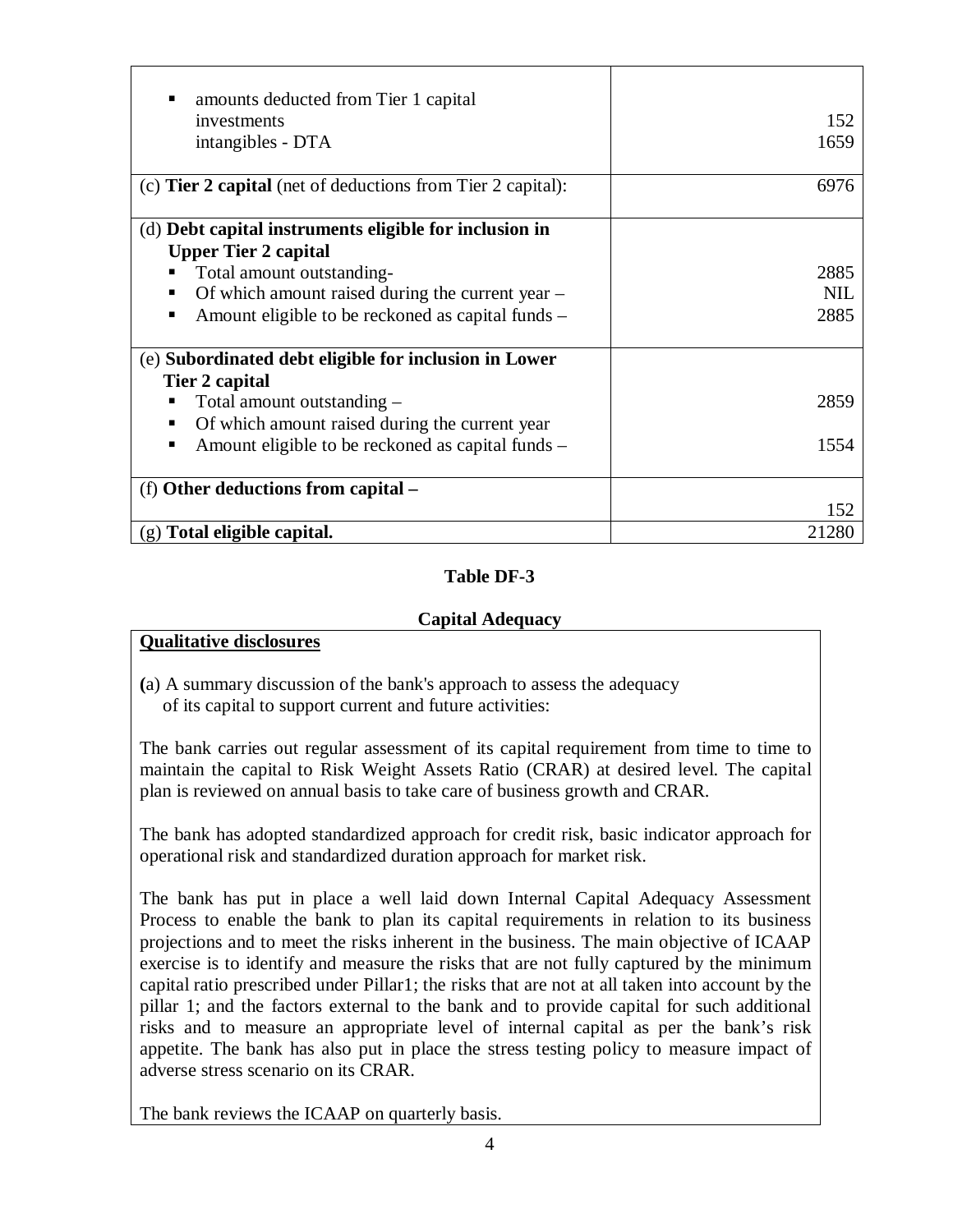| | |
|---|---|
| ▪ amounts deducted from Tier 1 capital<br>investments<br>intangibles - DTA | <br>152<br>1659 |
| (c) **Tier 2 capital** (net of deductions from Tier 2 capital): | 6976 |
| (d) **Debt capital instruments eligible for inclusion in Upper Tier 2 capital**<br>▪ Total amount outstanding-<br>▪ Of which amount raised during the current year –<br>▪ Amount eligible to be reckoned as capital funds – | <br><br>2885<br>NIL<br>2885 |
| (e) **Subordinated debt eligible for inclusion in Lower Tier 2 capital**<br>▪ Total amount outstanding –<br>▪ Of which amount raised during the current year<br>▪ Amount eligible to be reckoned as capital funds – | <br><br>2859<br><br>1554 |
| (f) **Other deductions from capital –** | 152 |
| (g) **Total eligible capital.** | 21280 |

## Table DF-3

### Capital Adequacy

**Qualitative disclosures**

(a) A summary discussion of the bank's approach to assess the adequacy of its capital to support current and future activities:

The bank carries out regular assessment of its capital requirement from time to time to maintain the capital to Risk Weight Assets Ratio (CRAR) at desired level. The capital plan is reviewed on annual basis to take care of business growth and CRAR.

The bank has adopted standardized approach for credit risk, basic indicator approach for operational risk and standardized duration approach for market risk.

The bank has put in place a well laid down Internal Capital Adequacy Assessment Process to enable the bank to plan its capital requirements in relation to its business projections and to meet the risks inherent in the business. The main objective of ICAAP exercise is to identify and measure the risks that are not fully captured by the minimum capital ratio prescribed under Pillar1; the risks that are not at all taken into account by the pillar 1; and the factors external to the bank and to provide capital for such additional risks and to measure an appropriate level of internal capital as per the bank's risk appetite. The bank has also put in place the stress testing policy to measure impact of adverse stress scenario on its CRAR.

The bank reviews the ICAAP on quarterly basis.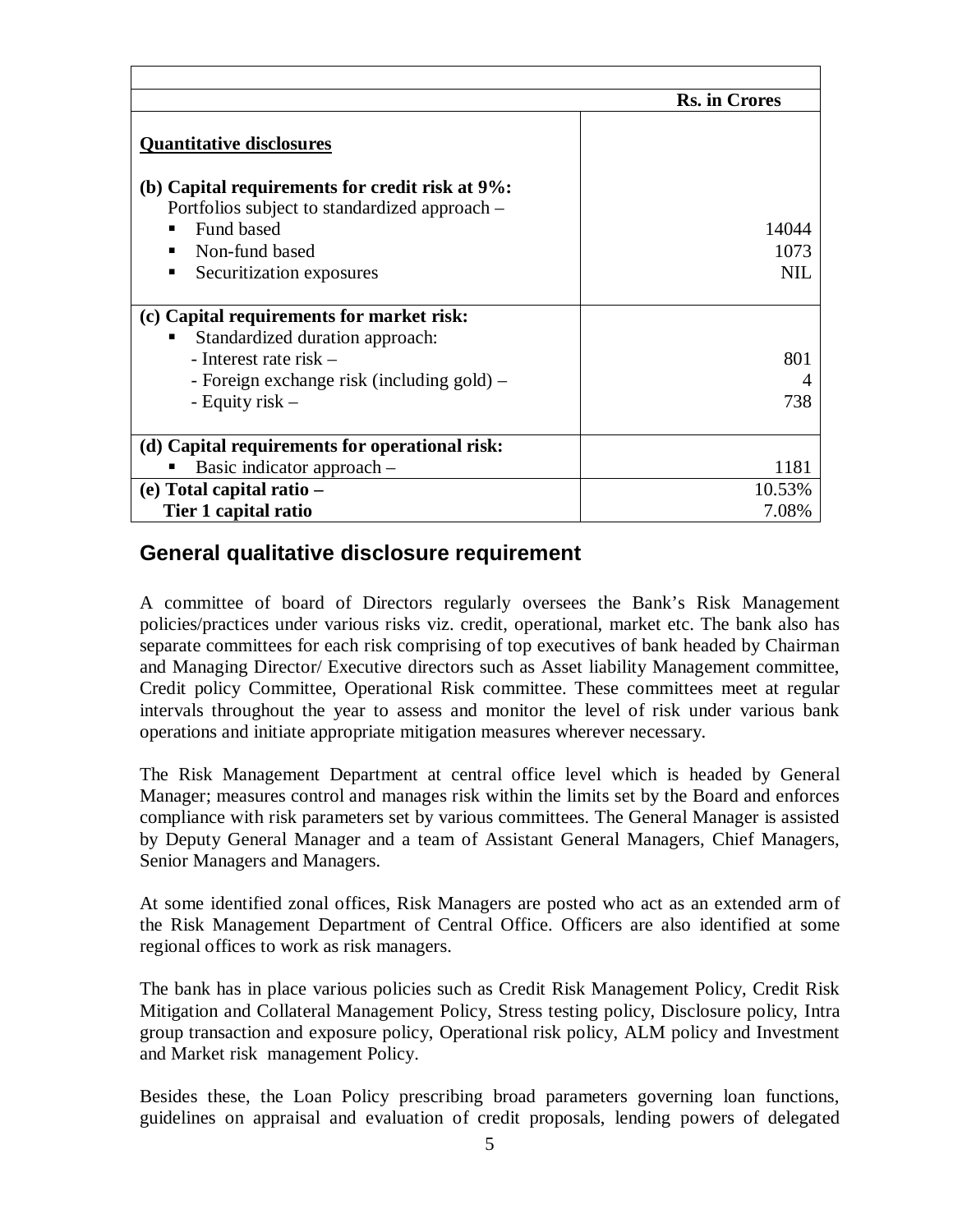| | Rs. in Crores |
|---|---|
| **Quantitative disclosures** | |
| **(b) Capital requirements for credit risk at 9%:** | |
| Portfolios subject to standardized approach – | |
| ▪ Fund based | 14044 |
| ▪ Non-fund based | 1073 |
| ▪ Securitization exposures | NIL |
| **(c) Capital requirements for market risk:** | |
| ▪ Standardized duration approach: | |
| - Interest rate risk – | 801 |
| - Foreign exchange risk (including gold) – | 4 |
| - Equity risk – | 738 |
| **(d) Capital requirements for operational risk:** | |
| ▪ Basic indicator approach – | 1181 |
| **(e) Total capital ratio –** | 10.53% |
| **Tier 1 capital ratio** | 7.08% |

## General qualitative disclosure requirement

A committee of board of Directors regularly oversees the Bank's Risk Management policies/practices under various risks viz. credit, operational, market etc. The bank also has separate committees for each risk comprising of top executives of bank headed by Chairman and Managing Director/ Executive directors such as Asset liability Management committee, Credit policy Committee, Operational Risk committee. These committees meet at regular intervals throughout the year to assess and monitor the level of risk under various bank operations and initiate appropriate mitigation measures wherever necessary.

The Risk Management Department at central office level which is headed by General Manager; measures control and manages risk within the limits set by the Board and enforces compliance with risk parameters set by various committees. The General Manager is assisted by Deputy General Manager and a team of Assistant General Managers, Chief Managers, Senior Managers and Managers.

At some identified zonal offices, Risk Managers are posted who act as an extended arm of the Risk Management Department of Central Office. Officers are also identified at some regional offices to work as risk managers.

The bank has in place various policies such as Credit Risk Management Policy, Credit Risk Mitigation and Collateral Management Policy, Stress testing policy, Disclosure policy, Intra group transaction and exposure policy, Operational risk policy, ALM policy and Investment and Market risk management Policy.

Besides these, the Loan Policy prescribing broad parameters governing loan functions, guidelines on appraisal and evaluation of credit proposals, lending powers of delegated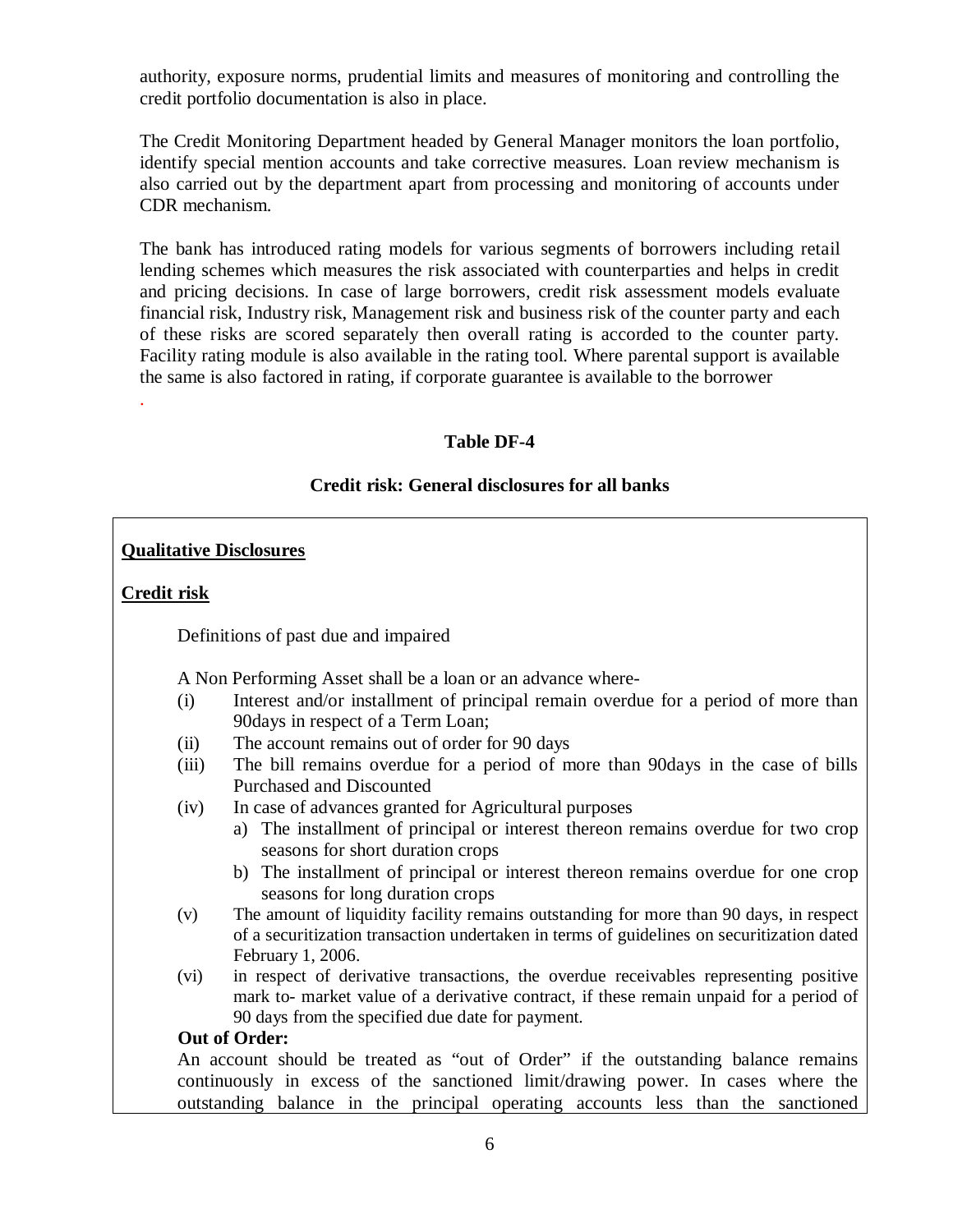authority, exposure norms, prudential limits and measures of monitoring and controlling the credit portfolio documentation is also in place.

The Credit Monitoring Department headed by General Manager monitors the loan portfolio, identify special mention accounts and take corrective measures. Loan review mechanism is also carried out by the department apart from processing and monitoring of accounts under CDR mechanism.

The bank has introduced rating models for various segments of borrowers including retail lending schemes which measures the risk associated with counterparties and helps in credit and pricing decisions. In case of large borrowers, credit risk assessment models evaluate financial risk, Industry risk, Management risk and business risk of the counter party and each of these risks are scored separately then overall rating is accorded to the counter party. Facility rating module is also available in the rating tool. Where parental support is available the same is also factored in rating, if corporate guarantee is available to the borrower

.

## Table DF-4

### Credit risk: General disclosures for all banks

**Qualitative Disclosures**

**Credit risk**

Definitions of past due and impaired

A Non Performing Asset shall be a loan or an advance where-

(i) Interest and/or installment of principal remain overdue for a period of more than 90days in respect of a Term Loan;

(ii) The account remains out of order for 90 days

(iii) The bill remains overdue for a period of more than 90days in the case of bills Purchased and Discounted

(iv) In case of advances granted for Agricultural purposes
   a) The installment of principal or interest thereon remains overdue for two crop seasons for short duration crops
   b) The installment of principal or interest thereon remains overdue for one crop seasons for long duration crops

(v) The amount of liquidity facility remains outstanding for more than 90 days, in respect of a securitization transaction undertaken in terms of guidelines on securitization dated February 1, 2006.

(vi) in respect of derivative transactions, the overdue receivables representing positive mark to- market value of a derivative contract, if these remain unpaid for a period of 90 days from the specified due date for payment.

**Out of Order:**

An account should be treated as "out of Order" if the outstanding balance remains continuously in excess of the sanctioned limit/drawing power. In cases where the outstanding balance in the principal operating accounts less than the sanctioned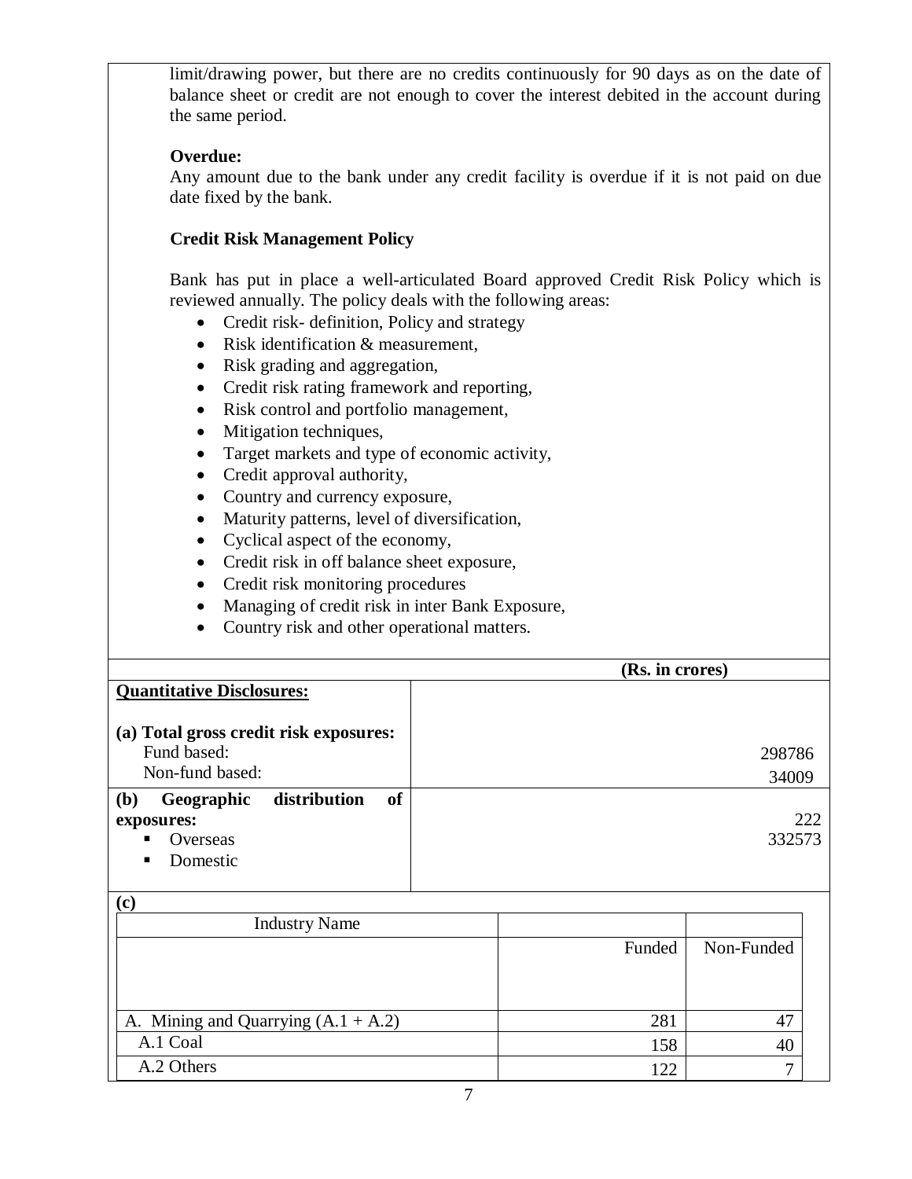limit/drawing power, but there are no credits continuously for 90 days as on the date of balance sheet or credit are not enough to cover the interest debited in the account during the same period.

**Overdue:**

Any amount due to the bank under any credit facility is overdue if it is not paid on due date fixed by the bank.

**Credit Risk Management Policy**

Bank has put in place a well-articulated Board approved Credit Risk Policy which is reviewed annually. The policy deals with the following areas:

- Credit risk- definition, Policy and strategy
- Risk identification & measurement,
- Risk grading and aggregation,
- Credit risk rating framework and reporting,
- Risk control and portfolio management,
- Mitigation techniques,
- Target markets and type of economic activity,
- Credit approval authority,
- Country and currency exposure,
- Maturity patterns, level of diversification,
- Cyclical aspect of the economy,
- Credit risk in off balance sheet exposure,
- Credit risk monitoring procedures
- Managing of credit risk in inter Bank Exposure,
- Country risk and other operational matters.

| | (Rs. in crores) |
|---|---|
| **Quantitative Disclosures:** | |
| **(a) Total gross credit risk exposures:** | |
| Fund based: | 298786 |
| Non-fund based: | 34009 |
| **(b) Geographic distribution of exposures:** | |
| ▪ Overseas | 222 |
| ▪ Domestic | 332573 |

**(c)**

| Industry Name | Funded | Non-Funded |
|---|---|---|
| A. Mining and Quarrying (A.1 + A.2) | 281 | 47 |
| A.1 Coal | 158 | 40 |
| A.2 Others | 122 | 7 |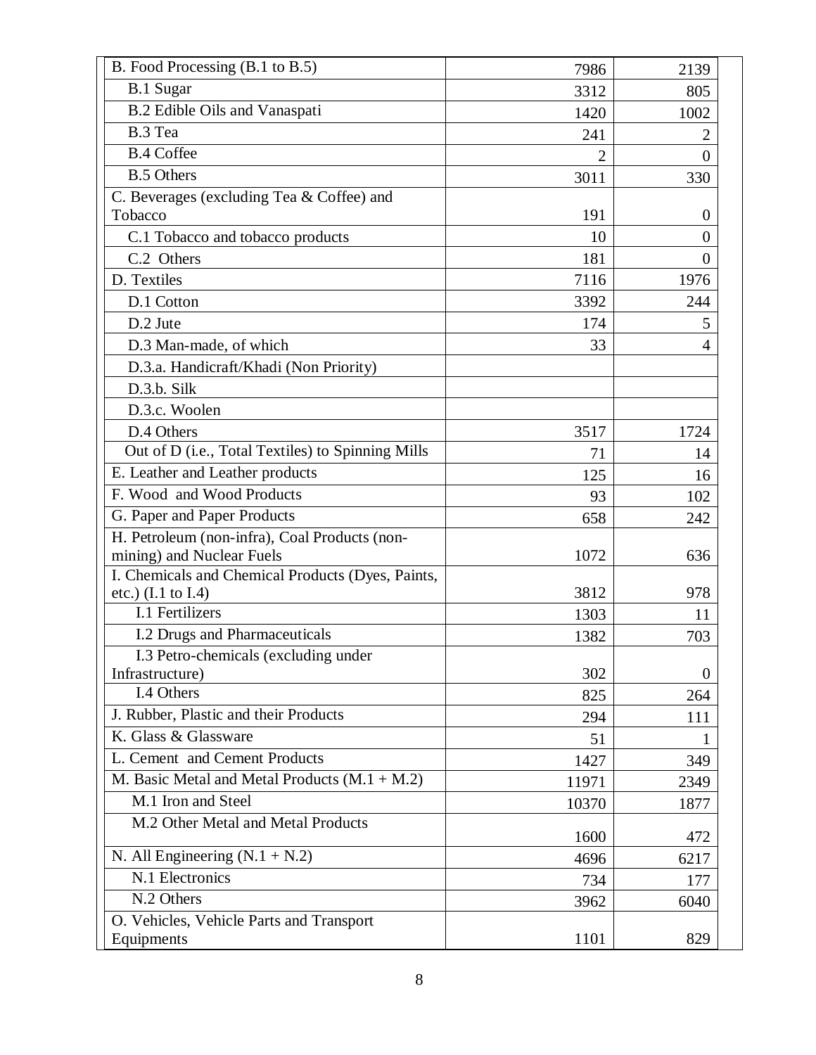| | | |
|---|---|---|
| B. Food Processing (B.1 to B.5) | 7986 | 2139 |
| B.1 Sugar | 3312 | 805 |
| B.2 Edible Oils and Vanaspati | 1420 | 1002 |
| B.3 Tea | 241 | 2 |
| B.4 Coffee | 2 | 0 |
| B.5 Others | 3011 | 330 |
| C. Beverages (excluding Tea & Coffee) and Tobacco | 191 | 0 |
| C.1 Tobacco and tobacco products | 10 | 0 |
| C.2 Others | 181 | 0 |
| D. Textiles | 7116 | 1976 |
| D.1 Cotton | 3392 | 244 |
| D.2 Jute | 174 | 5 |
| D.3 Man-made, of which | 33 | 4 |
| D.3.a. Handicraft/Khadi (Non Priority) | | |
| D.3.b. Silk | | |
| D.3.c. Woolen | | |
| D.4 Others | 3517 | 1724 |
| Out of D (i.e., Total Textiles) to Spinning Mills | 71 | 14 |
| E. Leather and Leather products | 125 | 16 |
| F. Wood and Wood Products | 93 | 102 |
| G. Paper and Paper Products | 658 | 242 |
| H. Petroleum (non-infra), Coal Products (non-mining) and Nuclear Fuels | 1072 | 636 |
| I. Chemicals and Chemical Products (Dyes, Paints, etc.) (I.1 to I.4) | 3812 | 978 |
| I.1 Fertilizers | 1303 | 11 |
| I.2 Drugs and Pharmaceuticals | 1382 | 703 |
| I.3 Petro-chemicals (excluding under Infrastructure) | 302 | 0 |
| I.4 Others | 825 | 264 |
| J. Rubber, Plastic and their Products | 294 | 111 |
| K. Glass & Glassware | 51 | 1 |
| L. Cement and Cement Products | 1427 | 349 |
| M. Basic Metal and Metal Products (M.1 + M.2) | 11971 | 2349 |
| M.1 Iron and Steel | 10370 | 1877 |
| M.2 Other Metal and Metal Products | 1600 | 472 |
| N. All Engineering (N.1 + N.2) | 4696 | 6217 |
| N.1 Electronics | 734 | 177 |
| N.2 Others | 3962 | 6040 |
| O. Vehicles, Vehicle Parts and Transport Equipments | 1101 | 829 |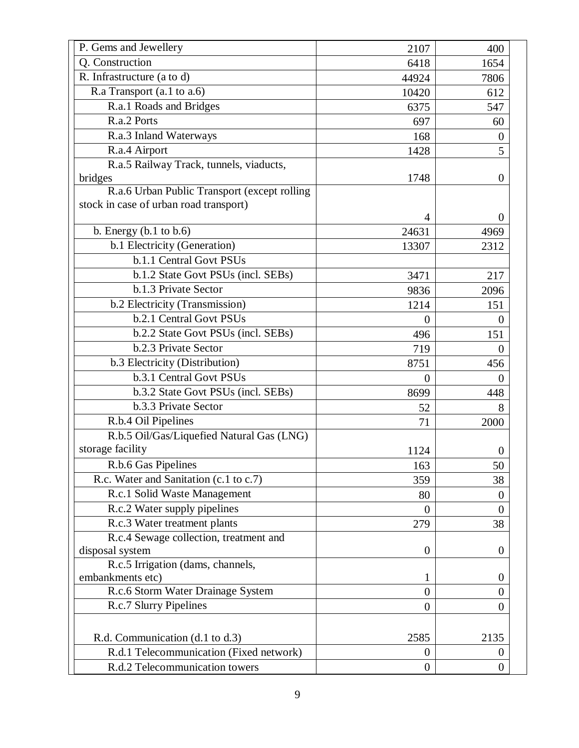| | | |
|---|---|---|
| P. Gems and Jewellery | 2107 | 400 |
| Q. Construction | 6418 | 1654 |
| R. Infrastructure (a to d) | 44924 | 7806 |
| R.a Transport (a.1 to a.6) | 10420 | 612 |
| R.a.1 Roads and Bridges | 6375 | 547 |
| R.a.2 Ports | 697 | 60 |
| R.a.3 Inland Waterways | 168 | 0 |
| R.a.4 Airport | 1428 | 5 |
| R.a.5 Railway Track, tunnels, viaducts, bridges | 1748 | 0 |
| R.a.6 Urban Public Transport (except rolling stock in case of urban road transport) | 4 | 0 |
| b. Energy (b.1 to b.6) | 24631 | 4969 |
| b.1 Electricity (Generation) | 13307 | 2312 |
| b.1.1 Central Govt PSUs | | |
| b.1.2 State Govt PSUs (incl. SEBs) | 3471 | 217 |
| b.1.3 Private Sector | 9836 | 2096 |
| b.2 Electricity (Transmission) | 1214 | 151 |
| b.2.1 Central Govt PSUs | 0 | 0 |
| b.2.2 State Govt PSUs (incl. SEBs) | 496 | 151 |
| b.2.3 Private Sector | 719 | 0 |
| b.3 Electricity (Distribution) | 8751 | 456 |
| b.3.1 Central Govt PSUs | 0 | 0 |
| b.3.2 State Govt PSUs (incl. SEBs) | 8699 | 448 |
| b.3.3 Private Sector | 52 | 8 |
| R.b.4 Oil Pipelines | 71 | 2000 |
| R.b.5 Oil/Gas/Liquefied Natural Gas (LNG) storage facility | 1124 | 0 |
| R.b.6 Gas Pipelines | 163 | 50 |
| R.c. Water and Sanitation (c.1 to c.7) | 359 | 38 |
| R.c.1 Solid Waste Management | 80 | 0 |
| R.c.2 Water supply pipelines | 0 | 0 |
| R.c.3 Water treatment plants | 279 | 38 |
| R.c.4 Sewage collection, treatment and disposal system | 0 | 0 |
| R.c.5 Irrigation (dams, channels, embankments etc) | 1 | 0 |
| R.c.6 Storm Water Drainage System | 0 | 0 |
| R.c.7 Slurry Pipelines | 0 | 0 |
| R.d. Communication (d.1 to d.3) | 2585 | 2135 |
| R.d.1 Telecommunication (Fixed network) | 0 | 0 |
| R.d.2 Telecommunication towers | 0 | 0 |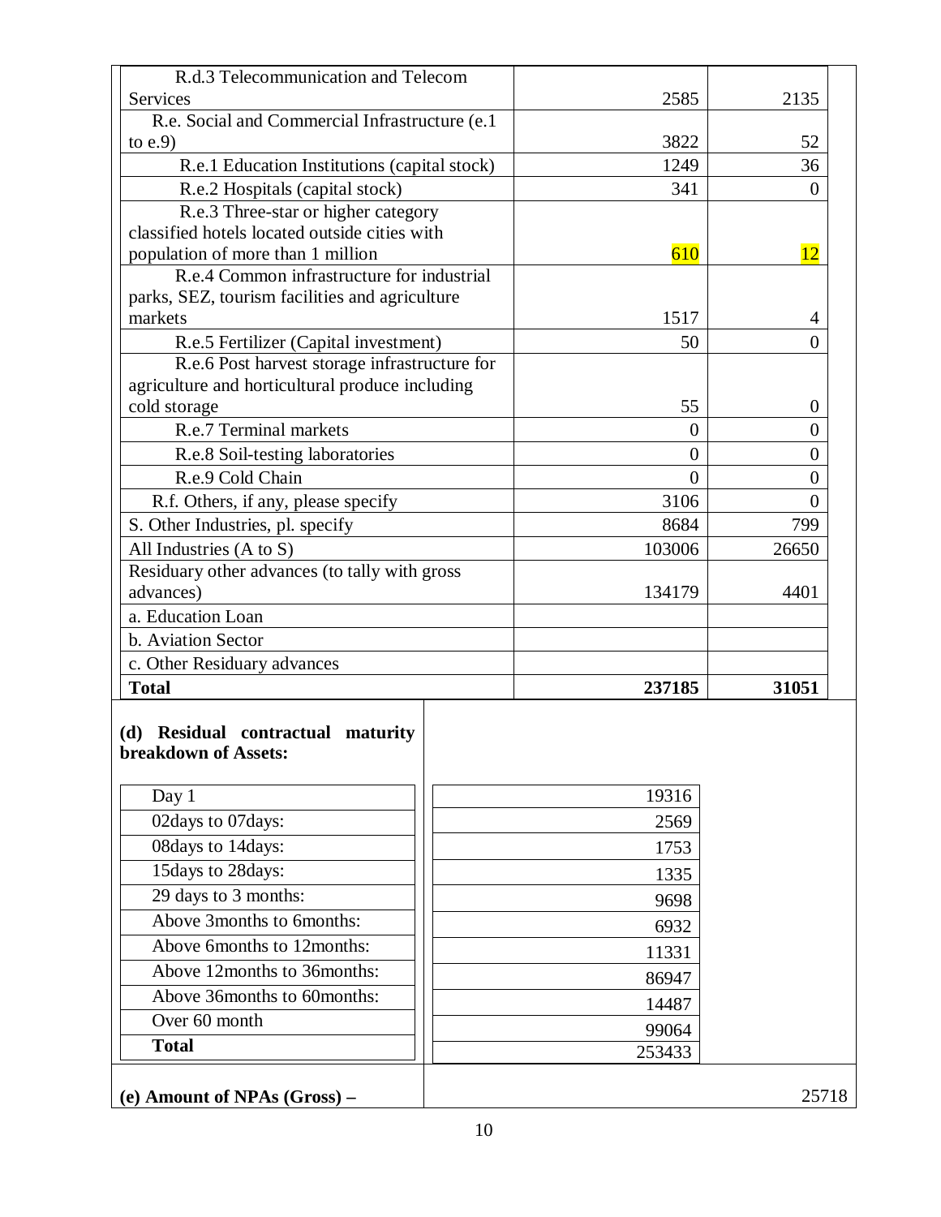| | | |
|---|---|---|
| R.d.3 Telecommunication and Telecom Services | 2585 | 2135 |
| R.e. Social and Commercial Infrastructure (e.1 to e.9) | 3822 | 52 |
| R.e.1 Education Institutions (capital stock) | 1249 | 36 |
| R.e.2 Hospitals (capital stock) | 341 | 0 |
| R.e.3 Three-star or higher category classified hotels located outside cities with population of more than 1 million | 610 | 12 |
| R.e.4 Common infrastructure for industrial parks, SEZ, tourism facilities and agriculture markets | 1517 | 4 |
| R.e.5 Fertilizer (Capital investment) | 50 | 0 |
| R.e.6 Post harvest storage infrastructure for agriculture and horticultural produce including cold storage | 55 | 0 |
| R.e.7 Terminal markets | 0 | 0 |
| R.e.8 Soil-testing laboratories | 0 | 0 |
| R.e.9 Cold Chain | 0 | 0 |
| R.f. Others, if any, please specify | 3106 | 0 |
| S. Other Industries, pl. specify | 8684 | 799 |
| All Industries (A to S) | 103006 | 26650 |
| Residuary other advances (to tally with gross advances) | 134179 | 4401 |
| a. Education Loan | | |
| b. Aviation Sector | | |
| c. Other Residuary advances | | |
| **Total** | **237185** | **31051** |

**(d) Residual contractual maturity breakdown of Assets:**

| | |
|---|---|
| Day 1 | 19316 |
| 02days to 07days: | 2569 |
| 08days to 14days: | 1753 |
| 15days to 28days: | 1335 |
| 29 days to 3 months: | 9698 |
| Above 3months to 6months: | 6932 |
| Above 6months to 12months: | 11331 |
| Above 12months to 36months: | 86947 |
| Above 36months to 60months: | 14487 |
| Over 60 month | 99064 |
| **Total** | 253433 |

**(e) Amount of NPAs (Gross) –** 25718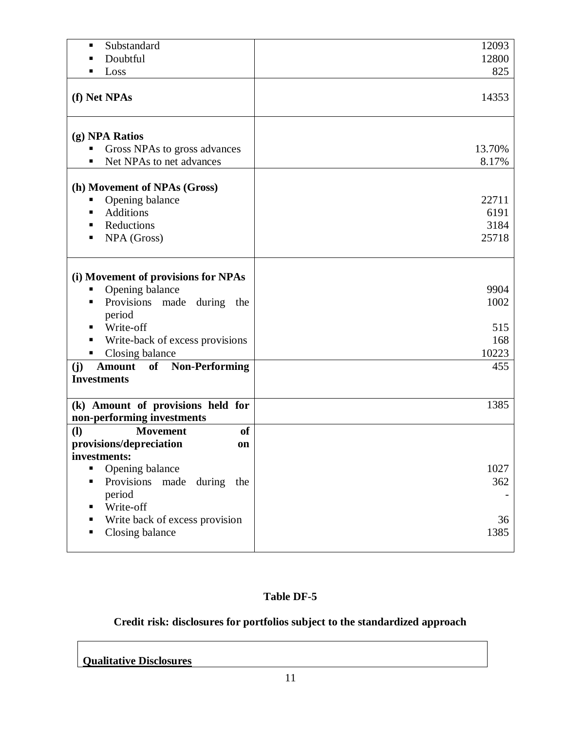| | |
|---|---|
| ▪ Substandard<br>▪ Doubtful<br>▪ Loss | 12093<br>12800<br>825 |
| **(f) Net NPAs** | 14353 |
| **(g) NPA Ratios**<br>▪ Gross NPAs to gross advances<br>▪ Net NPAs to net advances | <br>13.70%<br>8.17% |
| **(h) Movement of NPAs (Gross)**<br>▪ Opening balance<br>▪ Additions<br>▪ Reductions<br>▪ NPA (Gross) | <br>22711<br>6191<br>3184<br>25718 |
| **(i) Movement of provisions for NPAs**<br>▪ Opening balance<br>▪ Provisions made during the period<br>▪ Write-off<br>▪ Write-back of excess provisions<br>▪ Closing balance | <br>9904<br>1002<br>515<br>168<br>10223 |
| **(j) Amount of Non-Performing Investments** | 455 |
| **(k) Amount of provisions held for non-performing investments** | 1385 |
| **(l) Movement of provisions/depreciation on investments:**<br>▪ Opening balance<br>▪ Provisions made during the period<br>▪ Write-off<br>▪ Write back of excess provision<br>▪ Closing balance | <br>1027<br>362<br>-<br>36<br>1385 |

**Table DF-5**

**Credit risk: disclosures for portfolios subject to the standardized approach**

**Qualitative Disclosures**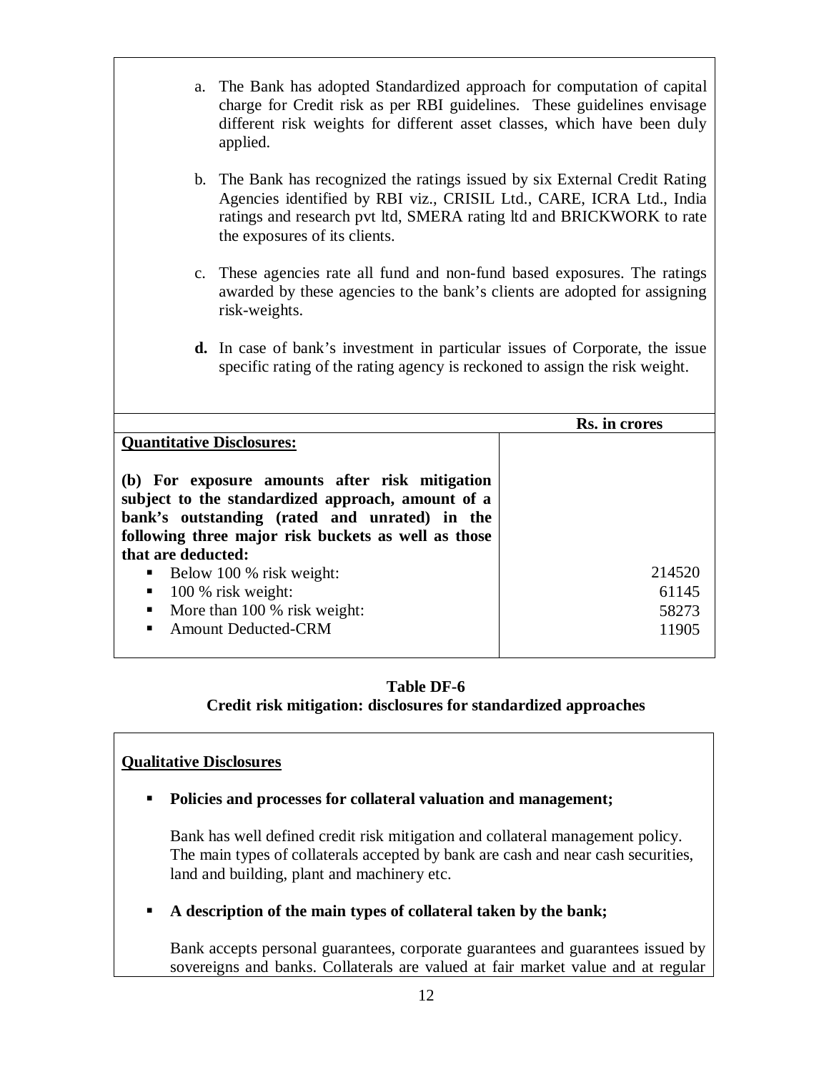a. The Bank has adopted Standardized approach for computation of capital charge for Credit risk as per RBI guidelines. These guidelines envisage different risk weights for different asset classes, which have been duly applied.

b. The Bank has recognized the ratings issued by six External Credit Rating Agencies identified by RBI viz., CRISIL Ltd., CARE, ICRA Ltd., India ratings and research pvt ltd, SMERA rating ltd and BRICKWORK to rate the exposures of its clients.

c. These agencies rate all fund and non-fund based exposures. The ratings awarded by these agencies to the bank's clients are adopted for assigning risk-weights.

**d.** In case of bank's investment in particular issues of Corporate, the issue specific rating of the rating agency is reckoned to assign the risk weight.

| | **Rs. in crores** |
|---|---|
| **Quantitative Disclosures:** | |
| **(b) For exposure amounts after risk mitigation subject to the standardized approach, amount of a bank's outstanding (rated and unrated) in the following three major risk buckets as well as those that are deducted:** | |
| ▪ Below 100 % risk weight: | 214520 |
| ▪ 100 % risk weight: | 61145 |
| ▪ More than 100 % risk weight: | 58273 |
| ▪ Amount Deducted-CRM | 11905 |

## Table DF-6
## Credit risk mitigation: disclosures for standardized approaches

**Qualitative Disclosures**

- **Policies and processes for collateral valuation and management;**

  Bank has well defined credit risk mitigation and collateral management policy. The main types of collaterals accepted by bank are cash and near cash securities, land and building, plant and machinery etc.

- **A description of the main types of collateral taken by the bank;**

  Bank accepts personal guarantees, corporate guarantees and guarantees issued by sovereigns and banks. Collaterals are valued at fair market value and at regular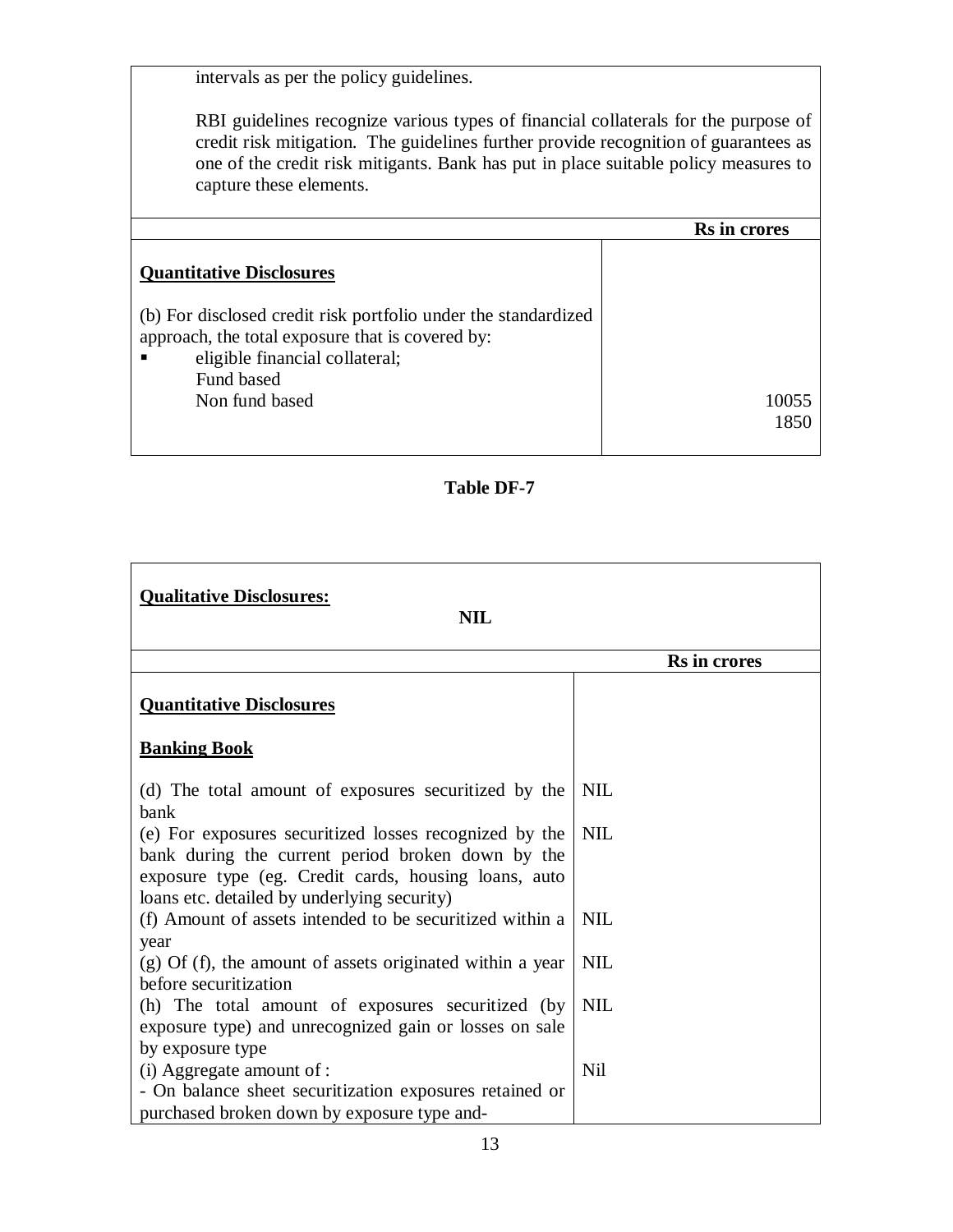intervals as per the policy guidelines.

RBI guidelines recognize various types of financial collaterals for the purpose of credit risk mitigation. The guidelines further provide recognition of guarantees as one of the credit risk mitigants. Bank has put in place suitable policy measures to capture these elements.

| | Rs in crores |
|---|---|
| **Quantitative Disclosures** | |
| (b) For disclosed credit risk portfolio under the standardized approach, the total exposure that is covered by: | |
| ▪ eligible financial collateral; | |
| Fund based | 10055 |
| Non fund based | 1850 |

**Table DF-7**

**Qualitative Disclosures:**

**NIL**

| | Rs in crores |
|---|---|
| **Quantitative Disclosures** | |
| **Banking Book** | |
| (d) The total amount of exposures securitized by the bank | NIL |
| (e) For exposures securitized losses recognized by the bank during the current period broken down by the exposure type (eg. Credit cards, housing loans, auto loans etc. detailed by underlying security) | NIL |
| (f) Amount of assets intended to be securitized within a year | NIL |
| (g) Of (f), the amount of assets originated within a year before securitization | NIL |
| (h) The total amount of exposures securitized (by exposure type) and unrecognized gain or losses on sale by exposure type | NIL |
| (i) Aggregate amount of :<br>- On balance sheet securitization exposures retained or purchased broken down by exposure type and- | Nil |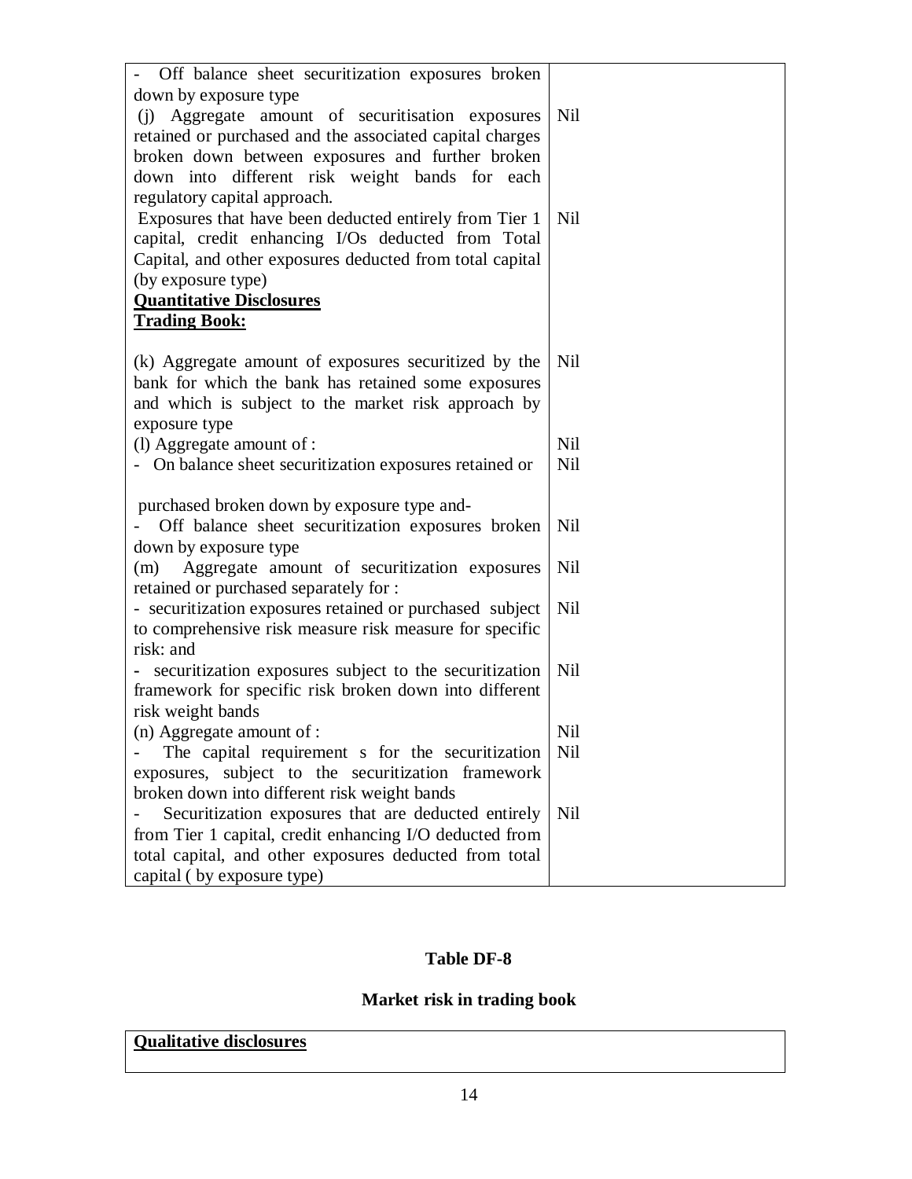| | |
|---|---|
| - Off balance sheet securitization exposures broken down by exposure type | |
| (j) Aggregate amount of securitisation exposures retained or purchased and the associated capital charges broken down between exposures and further broken down into different risk weight bands for each regulatory capital approach. | Nil |
| Exposures that have been deducted entirely from Tier 1 capital, credit enhancing I/Os deducted from Total Capital, and other exposures deducted from total capital (by exposure type) | Nil |
| **Quantitative Disclosures** | |
| **Trading Book:** | |
| (k) Aggregate amount of exposures securitized by the bank for which the bank has retained some exposures and which is subject to the market risk approach by exposure type | Nil |
| (l) Aggregate amount of : | Nil |
| - On balance sheet securitization exposures retained or purchased broken down by exposure type and- | Nil |
| - Off balance sheet securitization exposures broken down by exposure type | Nil |
| (m) Aggregate amount of securitization exposures retained or purchased separately for : | Nil |
| - securitization exposures retained or purchased subject to comprehensive risk measure risk measure for specific risk: and | Nil |
| - securitization exposures subject to the securitization framework for specific risk broken down into different risk weight bands | Nil |
| (n) Aggregate amount of : | Nil |
| - The capital requirement s for the securitization exposures, subject to the securitization framework broken down into different risk weight bands | Nil |
| - Securitization exposures that are deducted entirely from Tier 1 capital, credit enhancing I/O deducted from total capital, and other exposures deducted from total capital ( by exposure type) | Nil |

## Table DF-8

## Market risk in trading book

| **Qualitative disclosures** |
|---|
| |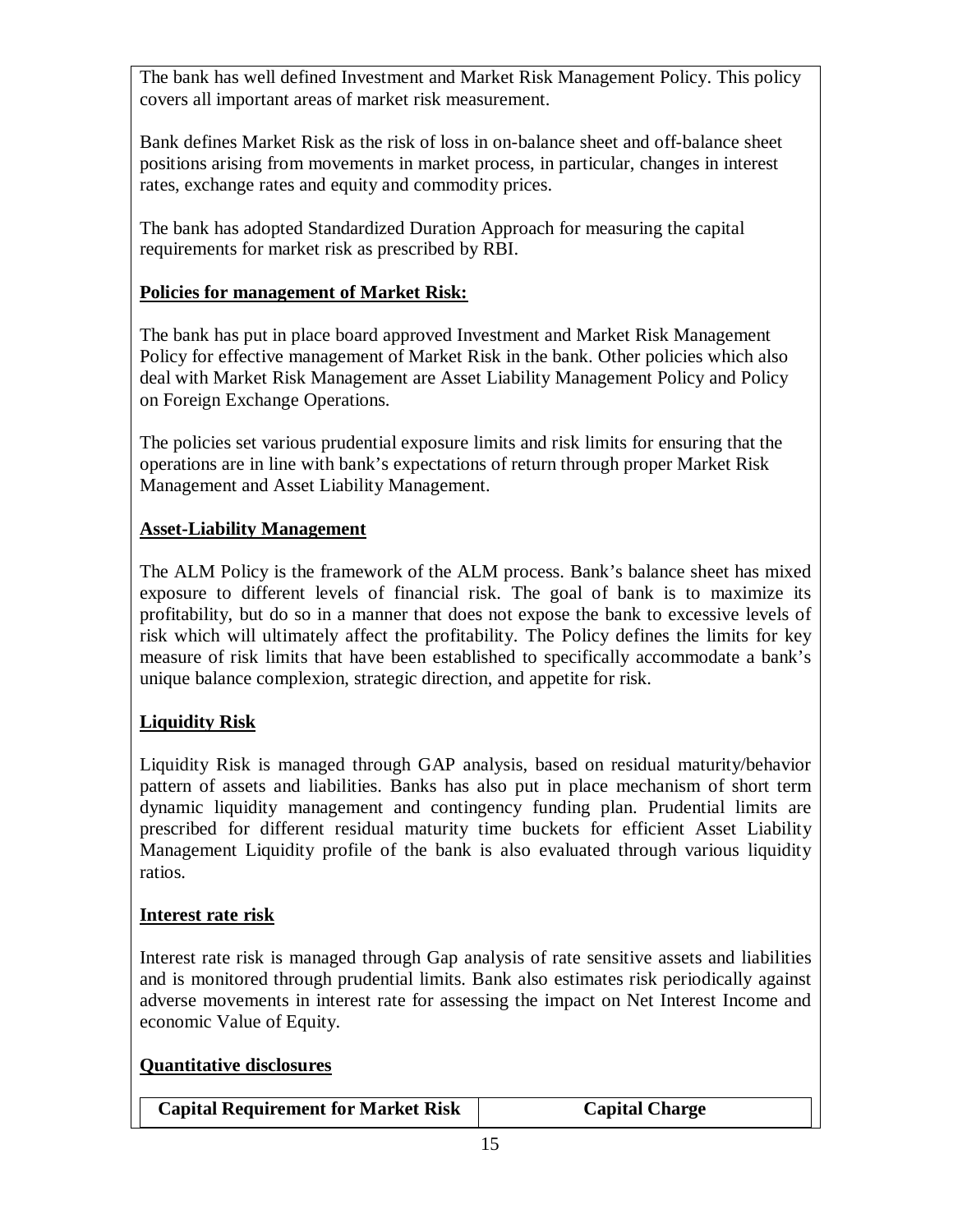The bank has well defined Investment and Market Risk Management Policy. This policy covers all important areas of market risk measurement.

Bank defines Market Risk as the risk of loss in on-balance sheet and off-balance sheet positions arising from movements in market process, in particular, changes in interest rates, exchange rates and equity and commodity prices.

The bank has adopted Standardized Duration Approach for measuring the capital requirements for market risk as prescribed by RBI.

**Policies for management of Market Risk:**

The bank has put in place board approved Investment and Market Risk Management Policy for effective management of Market Risk in the bank. Other policies which also deal with Market Risk Management are Asset Liability Management Policy and Policy on Foreign Exchange Operations.

The policies set various prudential exposure limits and risk limits for ensuring that the operations are in line with bank's expectations of return through proper Market Risk Management and Asset Liability Management.

**Asset-Liability Management**

The ALM Policy is the framework of the ALM process. Bank's balance sheet has mixed exposure to different levels of financial risk. The goal of bank is to maximize its profitability, but do so in a manner that does not expose the bank to excessive levels of risk which will ultimately affect the profitability. The Policy defines the limits for key measure of risk limits that have been established to specifically accommodate a bank's unique balance complexion, strategic direction, and appetite for risk.

**Liquidity Risk**

Liquidity Risk is managed through GAP analysis, based on residual maturity/behavior pattern of assets and liabilities. Banks has also put in place mechanism of short term dynamic liquidity management and contingency funding plan. Prudential limits are prescribed for different residual maturity time buckets for efficient Asset Liability Management Liquidity profile of the bank is also evaluated through various liquidity ratios.

**Interest rate risk**

Interest rate risk is managed through Gap analysis of rate sensitive assets and liabilities and is monitored through prudential limits. Bank also estimates risk periodically against adverse movements in interest rate for assessing the impact on Net Interest Income and economic Value of Equity.

**Quantitative disclosures**

| Capital Requirement for Market Risk | Capital Charge |
| --- | --- |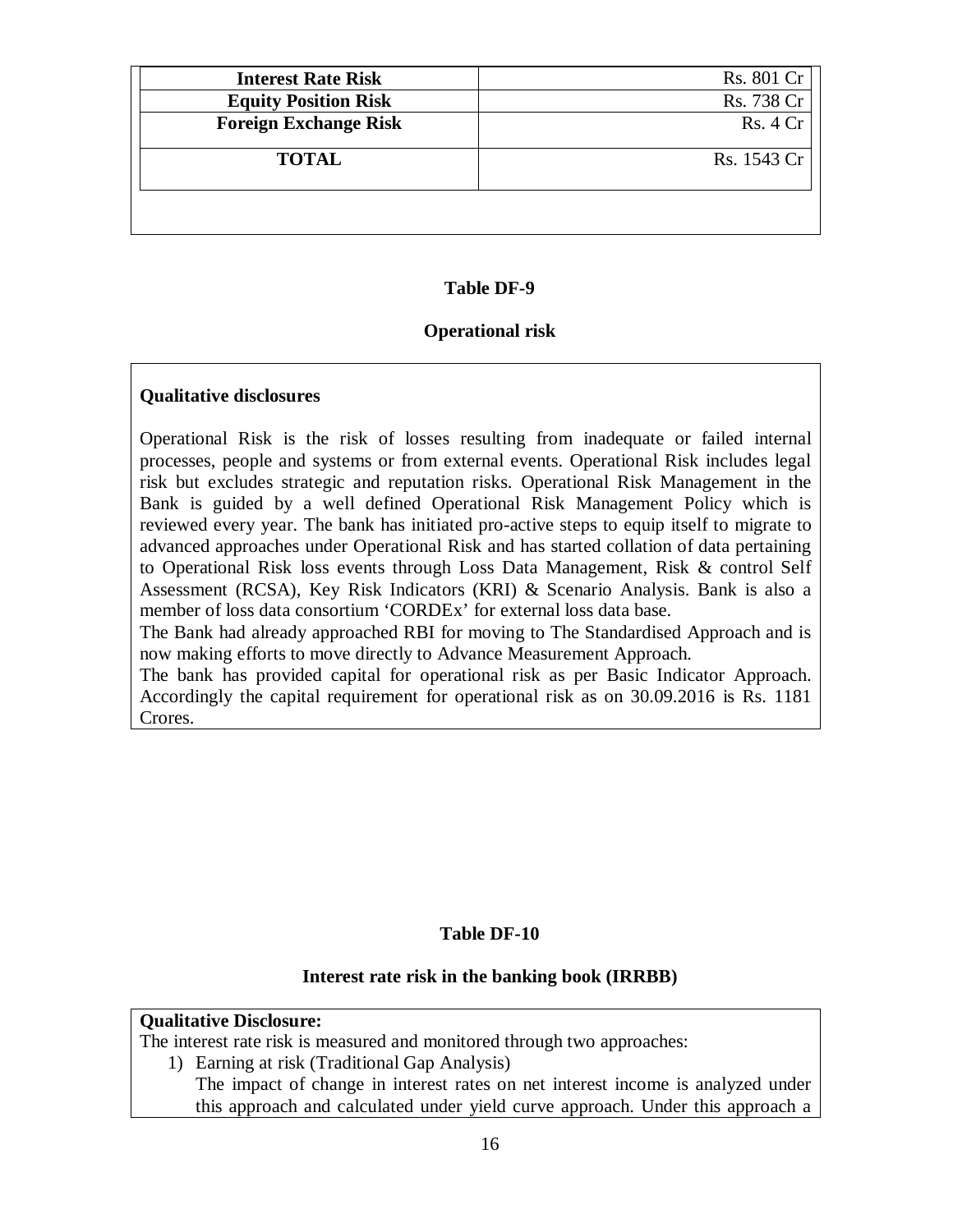| Interest Rate Risk | Rs. 801 Cr |
|---|---|
| **Equity Position Risk** | Rs. 738 Cr |
| **Foreign Exchange Risk** | Rs. 4 Cr |
| **TOTAL** | Rs. 1543 Cr |

**Table DF-9**

**Operational risk**

**Qualitative disclosures**

Operational Risk is the risk of losses resulting from inadequate or failed internal processes, people and systems or from external events. Operational Risk includes legal risk but excludes strategic and reputation risks. Operational Risk Management in the Bank is guided by a well defined Operational Risk Management Policy which is reviewed every year. The bank has initiated pro-active steps to equip itself to migrate to advanced approaches under Operational Risk and has started collation of data pertaining to Operational Risk loss events through Loss Data Management, Risk & control Self Assessment (RCSA), Key Risk Indicators (KRI) & Scenario Analysis. Bank is also a member of loss data consortium 'CORDEx' for external loss data base.

The Bank had already approached RBI for moving to The Standardised Approach and is now making efforts to move directly to Advance Measurement Approach.

The bank has provided capital for operational risk as per Basic Indicator Approach. Accordingly the capital requirement for operational risk as on 30.09.2016 is Rs. 1181 Crores.

**Table DF-10**

**Interest rate risk in the banking book (IRRBB)**

**Qualitative Disclosure:**

The interest rate risk is measured and monitored through two approaches:

1) Earning at risk (Traditional Gap Analysis)

   The impact of change in interest rates on net interest income is analyzed under this approach and calculated under yield curve approach. Under this approach a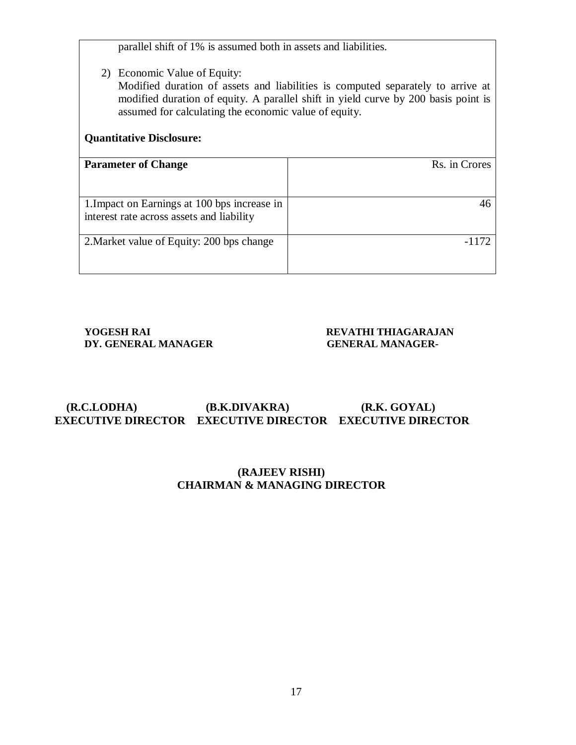parallel shift of 1% is assumed both in assets and liabilities.

2) Economic Value of Equity:
   Modified duration of assets and liabilities is computed separately to arrive at modified duration of equity. A parallel shift in yield curve by 200 basis point is assumed for calculating the economic value of equity.

**Quantitative Disclosure:**

| **Parameter of Change** | Rs. in Crores |
|---|---:|
| 1.Impact on Earnings at 100 bps increase in interest rate across assets and liability | 46 |
| 2.Market value of Equity: 200 bps change | -1172 |

**YOGESH RAI**
**DY. GENERAL MANAGER**

**REVATHI THIAGARAJAN**
**GENERAL MANAGER-**

**(R.C.LODHA)**
**EXECUTIVE DIRECTOR**

**(B.K.DIVAKRA)**
**EXECUTIVE DIRECTOR**

**(R.K. GOYAL)**
**EXECUTIVE DIRECTOR**

**(RAJEEV RISHI)**
**CHAIRMAN & MANAGING DIRECTOR**